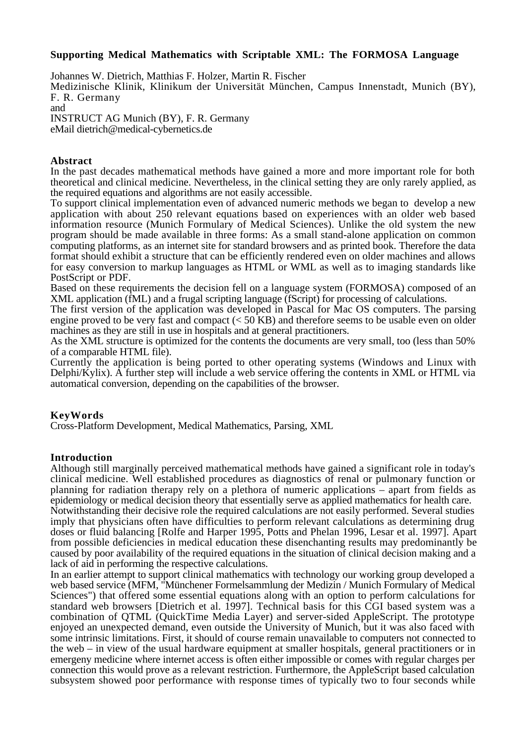# Supporting Medical Mathematics with Scriptable XML: The FORMOSA Language

Johannes W. Dietrich, Matthias F. Holzer, Martin R. Fischer
Medizinische Klinik, Klinikum der Universität München, Campus Innenstadt, Munich (BY), F. R. Germany
and
INSTRUCT AG Munich (BY), F. R. Germany
eMail dietrich@medical-cybernetics.de

## Abstract

In the past decades mathematical methods have gained a more and more important role for both theoretical and clinical medicine. Nevertheless, in the clinical setting they are only rarely applied, as the required equations and algorithms are not easily accessible.
To support clinical implementation even of advanced numeric methods we began to develop a new application with about 250 relevant equations based on experiences with an older web based information resource (Munich Formulary of Medical Sciences). Unlike the old system the new program should be made available in three forms: As a small stand-alone application on common computing platforms, as an internet site for standard browsers and as printed book. Therefore the data format should exhibit a structure that can be efficiently rendered even on older machines and allows for easy conversion to markup languages as HTML or WML as well as to imaging standards like PostScript or PDF.
Based on these requirements the decision fell on a language system (FORMOSA) composed of an XML application (fML) and a frugal scripting language (fScript) for processing of calculations.
The first version of the application was developed in Pascal for Mac OS computers. The parsing engine proved to be very fast and compact (< 50 KB) and therefore seems to be usable even on older machines as they are still in use in hospitals and at general practitioners.
As the XML structure is optimized for the contents the documents are very small, too (less than 50% of a comparable HTML file).
Currently the application is being ported to other operating systems (Windows and Linux with Delphi/Kylix). A further step will include a web service offering the contents in XML or HTML via automatical conversion, depending on the capabilities of the browser.

## KeyWords

Cross-Platform Development, Medical Mathematics, Parsing, XML

## Introduction

Although still marginally perceived mathematical methods have gained a significant role in today's clinical medicine. Well established procedures as diagnostics of renal or pulmonary function or planning for radiation therapy rely on a plethora of numeric applications – apart from fields as epidemiology or medical decision theory that essentially serve as applied mathematics for health care.
Notwithstanding their decisive role the required calculations are not easily performed. Several studies imply that physicians often have difficulties to perform relevant calculations as determining drug doses or fluid balancing [Rolfe and Harper 1995, Potts and Phelan 1996, Lesar et al. 1997]. Apart from possible deficiencies in medical education these disenchanting results may predominantly be caused by poor availability of the required equations in the situation of clinical decision making and a lack of aid in performing the respective calculations.
In an earlier attempt to support clinical mathematics with technology our working group developed a web based service (MFM, "Münchener Formelsammlung der Medizin / Munich Formulary of Medical Sciences") that offered some essential equations along with an option to perform calculations for standard web browsers [Dietrich et al. 1997]. Technical basis for this CGI based system was a combination of QTML (QuickTime Media Layer) and server-sided AppleScript. The prototype enjoyed an unexpected demand, even outside the University of Munich, but it was also faced with some intrinsic limitations. First, it should of course remain unavailable to computers not connected to the web – in view of the usual hardware equipment at smaller hospitals, general practitioners or in emergeny medicine where internet access is often either impossible or comes with regular charges per connection this would prove as a relevant restriction. Furthermore, the AppleScript based calculation subsystem showed poor performance with response times of typically two to four seconds while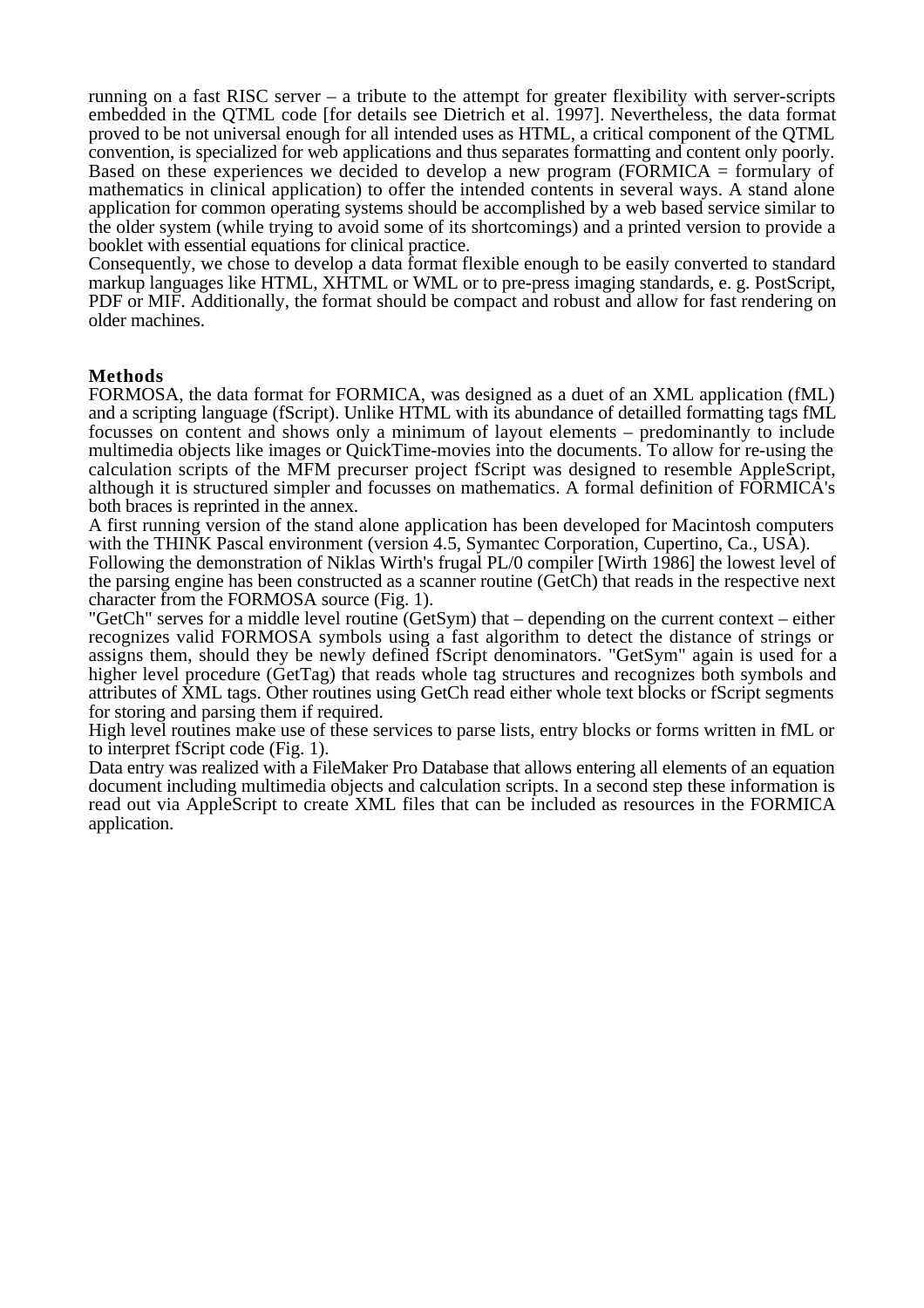running on a fast RISC server – a tribute to the attempt for greater flexibility with server-scripts embedded in the QTML code [for details see Dietrich et al. 1997]. Nevertheless, the data format proved to be not universal enough for all intended uses as HTML, a critical component of the QTML convention, is specialized for web applications and thus separates formatting and content only poorly. Based on these experiences we decided to develop a new program (FORMICA = formulary of mathematics in clinical application) to offer the intended contents in several ways. A stand alone application for common operating systems should be accomplished by a web based service similar to the older system (while trying to avoid some of its shortcomings) and a printed version to provide a booklet with essential equations for clinical practice.
Consequently, we chose to develop a data format flexible enough to be easily converted to standard markup languages like HTML, XHTML or WML or to pre-press imaging standards, e. g. PostScript, PDF or MIF. Additionally, the format should be compact and robust and allow for fast rendering on older machines.

## Methods

FORMOSA, the data format for FORMICA, was designed as a duet of an XML application (fML) and a scripting language (fScript). Unlike HTML with its abundance of detailled formatting tags fML focusses on content and shows only a minimum of layout elements – predominantly to include multimedia objects like images or QuickTime-movies into the documents. To allow for re-using the calculation scripts of the MFM precurser project fScript was designed to resemble AppleScript, although it is structured simpler and focusses on mathematics. A formal definition of FORMICA's both braces is reprinted in the annex.
A first running version of the stand alone application has been developed for Macintosh computers with the THINK Pascal environment (version 4.5, Symantec Corporation, Cupertino, Ca., USA).
Following the demonstration of Niklas Wirth's frugal PL/0 compiler [Wirth 1986] the lowest level of the parsing engine has been constructed as a scanner routine (GetCh) that reads in the respective next character from the FORMOSA source (Fig. 1).
"GetCh" serves for a middle level routine (GetSym) that – depending on the current context – either recognizes valid FORMOSA symbols using a fast algorithm to detect the distance of strings or assigns them, should they be newly defined fScript denominators. "GetSym" again is used for a higher level procedure (GetTag) that reads whole tag structures and recognizes both symbols and attributes of XML tags. Other routines using GetCh read either whole text blocks or fScript segments for storing and parsing them if required.
High level routines make use of these services to parse lists, entry blocks or forms written in fML or to interpret fScript code (Fig. 1).
Data entry was realized with a FileMaker Pro Database that allows entering all elements of an equation document including multimedia objects and calculation scripts. In a second step these information is read out via AppleScript to create XML files that can be included as resources in the FORMICA application.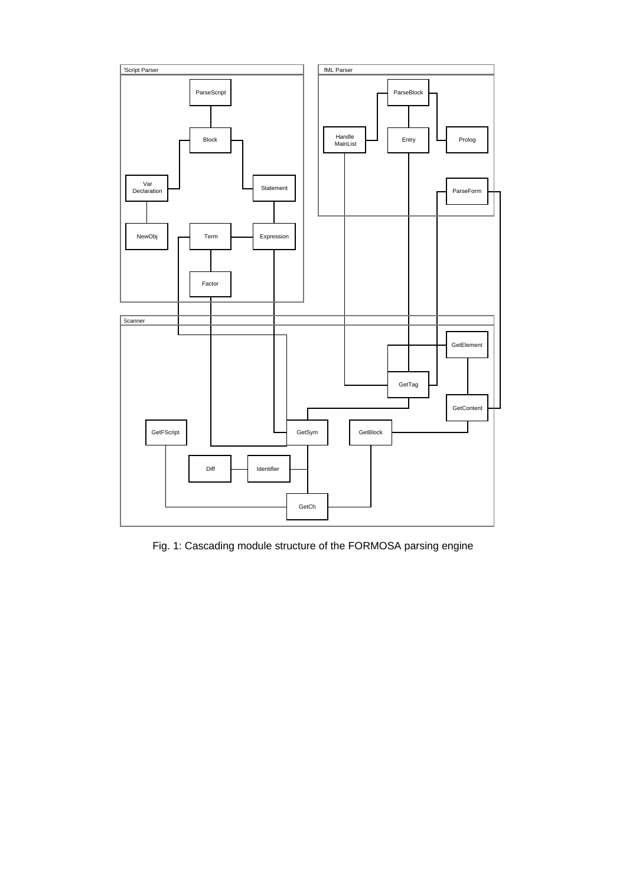Fig. 1: Cascading module structure of the FORMOSA parsing engine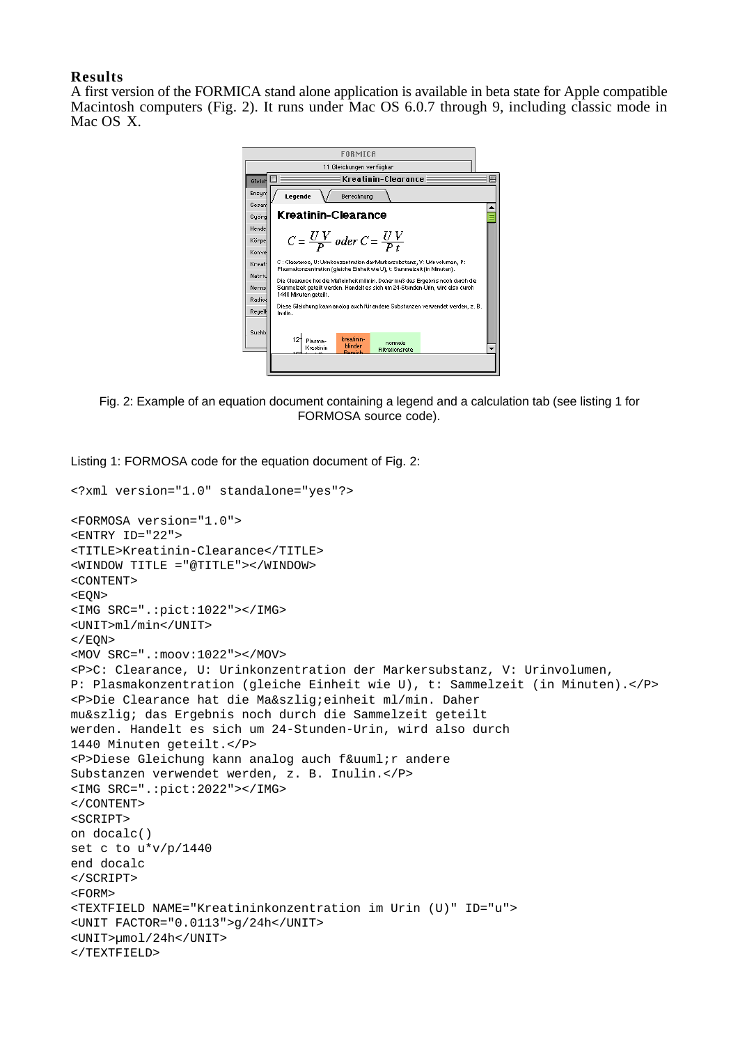## Results

A first version of the FORMICA stand alone application is available in beta state for Apple compatible Macintosh computers (Fig. 2). It runs under Mac OS 6.0.7 through 9, including classic mode in Mac OS X.

Fig. 2: Example of an equation document containing a legend and a calculation tab (see listing 1 for FORMOSA source code).

Listing 1: FORMOSA code for the equation document of Fig. 2:

```
<?xml version="1.0" standalone="yes"?>

<FORMOSA version="1.0">
<ENTRY ID="22">
<TITLE>Kreatinin-Clearance</TITLE>
<WINDOW TITLE ="@TITLE"></WINDOW>
<CONTENT>
<EQN>
<IMG SRC=".:pict:1022"></IMG>
<UNIT>ml/min</UNIT>
</EQN>
<MOV SRC=".:moov:1022"></MOV>
<P>C: Clearance, U: Urinkonzentration der Markersubstanz, V: Urinvolumen,
P: Plasmakonzentration (gleiche Einheit wie U), t: Sammelzeit (in Minuten).</P>
<P>Die Clearance hat die Ma&szlig;einheit ml/min. Daher
mu&szlig; das Ergebnis noch durch die Sammelzeit geteilt
werden. Handelt es sich um 24-Stunden-Urin, wird also durch
1440 Minuten geteilt.</P>
<P>Diese Gleichung kann analog auch f&uuml;r andere
Substanzen verwendet werden, z. B. Inulin.</P>
<IMG SRC=".:pict:2022"></IMG>
</CONTENT>
<SCRIPT>
on docalc()
set c to u*v/p/1440
end docalc
</SCRIPT>
<FORM>
<TEXTFIELD NAME="Kreatininkonzentration im Urin (U)" ID="u">
<UNIT FACTOR="0.0113">g/24h</UNIT>
<UNIT>µmol/24h</UNIT>
</TEXTFIELD>
```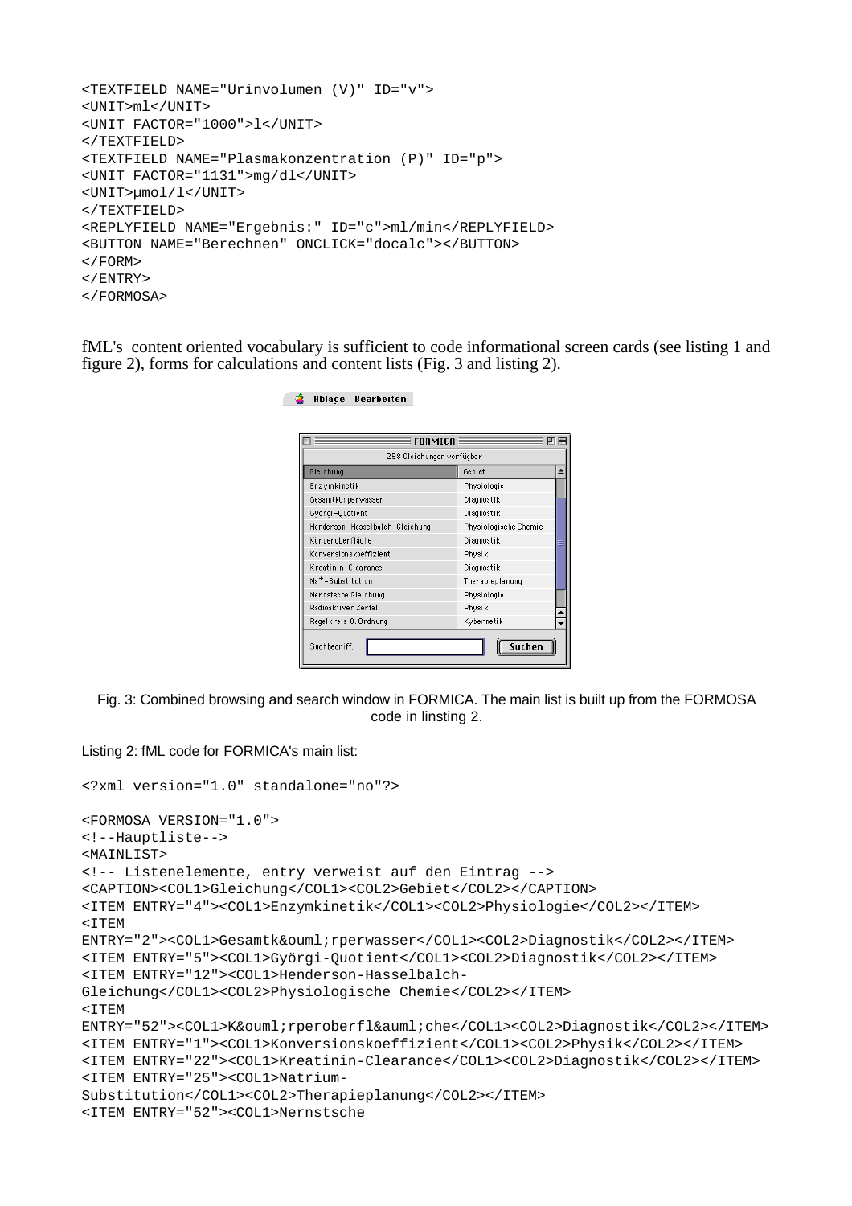```
<TEXTFIELD NAME="Urinvolumen (V)" ID="v">
<UNIT>ml</UNIT>
<UNIT FACTOR="1000">l</UNIT>
</TEXTFIELD>
<TEXTFIELD NAME="Plasmakonzentration (P)" ID="p">
<UNIT FACTOR="1131">mg/dl</UNIT>
<UNIT>µmol/l</UNIT>
</TEXTFIELD>
<REPLYFIELD NAME="Ergebnis:" ID="c">ml/min</REPLYFIELD>
<BUTTON NAME="Berechnen" ONCLICK="docalc"></BUTTON>
</FORM>
</ENTRY>
</FORMOSA>
```

fML's content oriented vocabulary is sufficient to code informational screen cards (see listing 1 and figure 2), forms for calculations and content lists (Fig. 3 and listing 2).

Fig. 3: Combined browsing and search window in FORMICA. The main list is built up from the FORMOSA code in linsting 2.

Listing 2: fML code for FORMICA's main list:

```
<?xml version="1.0" standalone="no"?>

<FORMOSA VERSION="1.0">
<!--Hauptliste-->
<MAINLIST>
<!-- Listenelemente, entry verweist auf den Eintrag -->
<CAPTION><COL1>Gleichung</COL1><COL2>Gebiet</COL2></CAPTION>
<ITEM ENTRY="4"><COL1>Enzymkinetik</COL1><COL2>Physiologie</COL2></ITEM>
<ITEM
ENTRY="2"><COL1>Gesamtk&ouml;rperwasser</COL1><COL2>Diagnostik</COL2></ITEM>
<ITEM ENTRY="5"><COL1>Györgi-Quotient</COL1><COL2>Diagnostik</COL2></ITEM>
<ITEM ENTRY="12"><COL1>Henderson-Hasselbalch-
Gleichung</COL1><COL2>Physiologische Chemie</COL2></ITEM>
<ITEM
ENTRY="52"><COL1>K&ouml;rperoberfl&auml;che</COL1><COL2>Diagnostik</COL2></ITEM>
<ITEM ENTRY="1"><COL1>Konversionskoeffizient</COL1><COL2>Physik</COL2></ITEM>
<ITEM ENTRY="22"><COL1>Kreatinin-Clearance</COL1><COL2>Diagnostik</COL2></ITEM>
<ITEM ENTRY="25"><COL1>Natrium-
Substitution</COL1><COL2>Therapieplanung</COL2></ITEM>
<ITEM ENTRY="52"><COL1>Nernstsche
```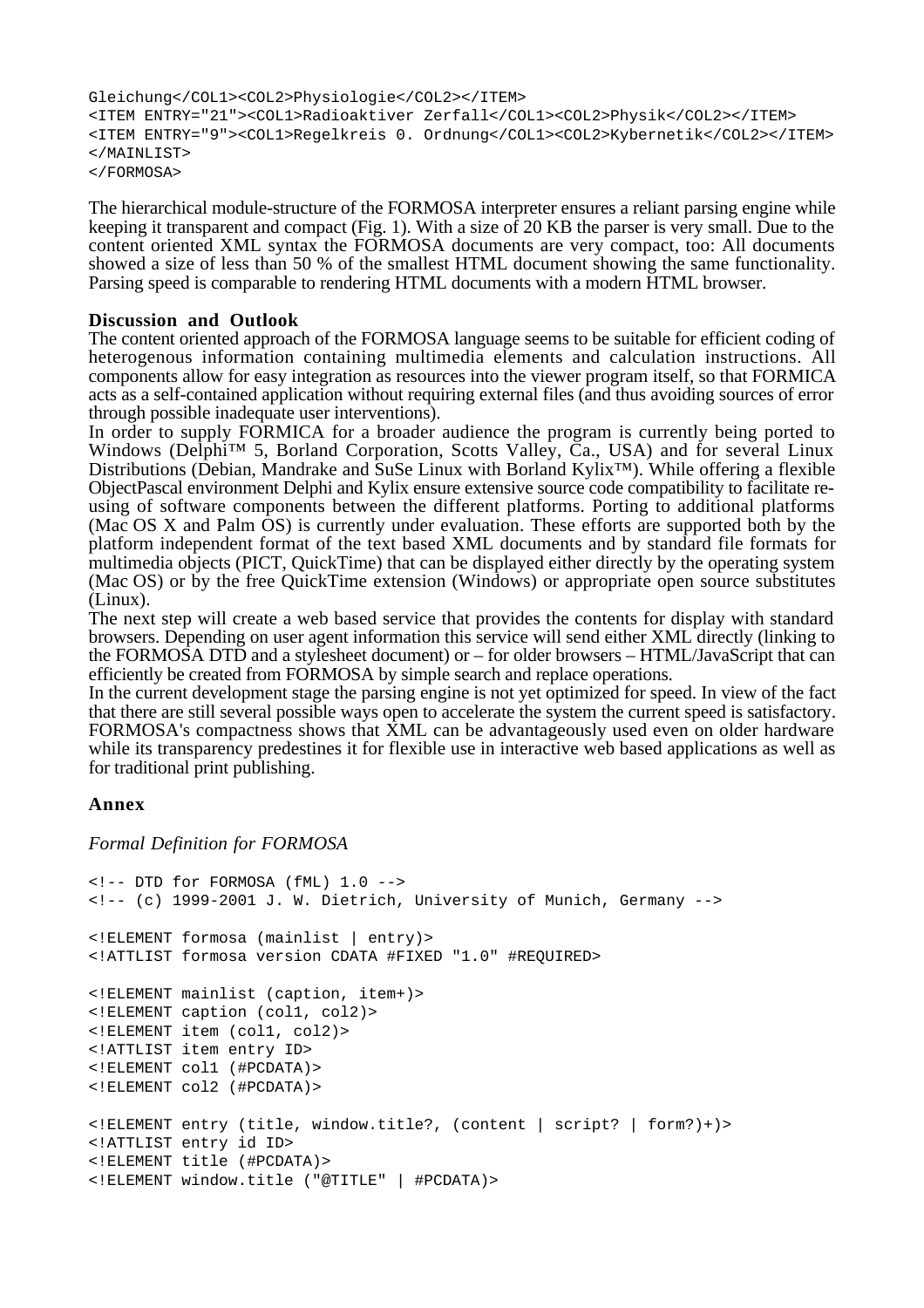```
Gleichung</COL1><COL2>Physiologie</COL2></ITEM>
<ITEM ENTRY="21"><COL1>Radioaktiver Zerfall</COL1><COL2>Physik</COL2></ITEM>
<ITEM ENTRY="9"><COL1>Regelkreis 0. Ordnung</COL1><COL2>Kybernetik</COL2></ITEM>
</MAINLIST>
</FORMOSA>
```

The hierarchical module-structure of the FORMOSA interpreter ensures a reliant parsing engine while keeping it transparent and compact (Fig. 1). With a size of 20 KB the parser is very small. Due to the content oriented XML syntax the FORMOSA documents are very compact, too: All documents showed a size of less than 50 % of the smallest HTML document showing the same functionality. Parsing speed is comparable to rendering HTML documents with a modern HTML browser.

**Discussion and Outlook**

The content oriented approach of the FORMOSA language seems to be suitable for efficient coding of heterogenous information containing multimedia elements and calculation instructions. All components allow for easy integration as resources into the viewer program itself, so that FORMICA acts as a self-contained application without requiring external files (and thus avoiding sources of error through possible inadequate user interventions).

In order to supply FORMICA for a broader audience the program is currently being ported to Windows (Delphi™ 5, Borland Corporation, Scotts Valley, Ca., USA) and for several Linux Distributions (Debian, Mandrake and SuSe Linux with Borland Kylix™). While offering a flexible ObjectPascal environment Delphi and Kylix ensure extensive source code compatibility to facilitate re-using of software components between the different platforms. Porting to additional platforms (Mac OS X and Palm OS) is currently under evaluation. These efforts are supported both by the platform independent format of the text based XML documents and by standard file formats for multimedia objects (PICT, QuickTime) that can be displayed either directly by the operating system (Mac OS) or by the free QuickTime extension (Windows) or appropriate open source substitutes (Linux).

The next step will create a web based service that provides the contents for display with standard browsers. Depending on user agent information this service will send either XML directly (linking to the FORMOSA DTD and a stylesheet document) or – for older browsers – HTML/JavaScript that can efficiently be created from FORMOSA by simple search and replace operations.

In the current development stage the parsing engine is not yet optimized for speed. In view of the fact that there are still several possible ways open to accelerate the system the current speed is satisfactory. FORMOSA's compactness shows that XML can be advantageously used even on older hardware while its transparency predestines it for flexible use in interactive web based applications as well as for traditional print publishing.

## Annex

*Formal Definition for FORMOSA*

```
<!-- DTD for FORMOSA (fML) 1.0 -->
<!-- (c) 1999-2001 J. W. Dietrich, University of Munich, Germany -->

<!ELEMENT formosa (mainlist | entry)>
<!ATTLIST formosa version CDATA #FIXED "1.0" #REQUIRED>

<!ELEMENT mainlist (caption, item+)>
<!ELEMENT caption (col1, col2)>
<!ELEMENT item (col1, col2)>
<!ATTLIST item entry ID>
<!ELEMENT col1 (#PCDATA)>
<!ELEMENT col2 (#PCDATA)>

<!ELEMENT entry (title, window.title?, (content | script? | form?)+)>
<!ATTLIST entry id ID>
<!ELEMENT title (#PCDATA)>
<!ELEMENT window.title ("@TITLE" | #PCDATA)>
```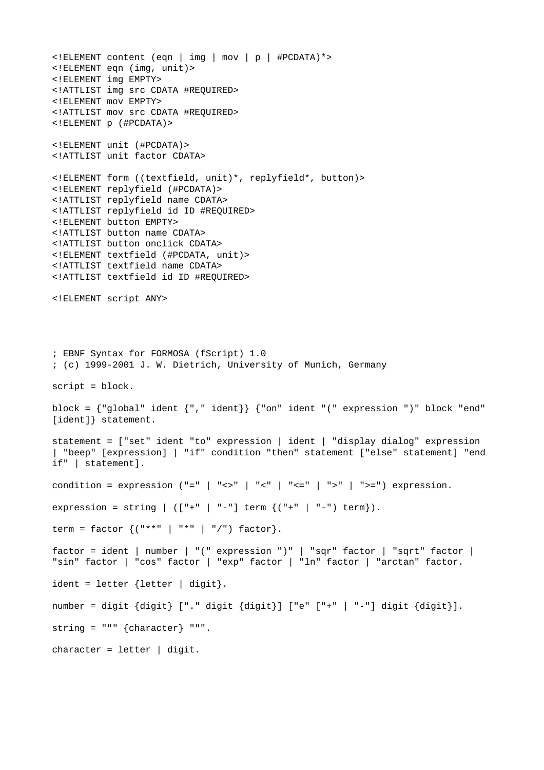```
<!ELEMENT content (eqn | img | mov | p | #PCDATA)*>
<!ELEMENT eqn (img, unit)>
<!ELEMENT img EMPTY>
<!ATTLIST img src CDATA #REQUIRED>
<!ELEMENT mov EMPTY>
<!ATTLIST mov src CDATA #REQUIRED>
<!ELEMENT p (#PCDATA)>

<!ELEMENT unit (#PCDATA)>
<!ATTLIST unit factor CDATA>

<!ELEMENT form ((textfield, unit)*, replyfield*, button)>
<!ELEMENT replyfield (#PCDATA)>
<!ATTLIST replyfield name CDATA>
<!ATTLIST replyfield id ID #REQUIRED>
<!ELEMENT button EMPTY>
<!ATTLIST button name CDATA>
<!ATTLIST button onclick CDATA>
<!ELEMENT textfield (#PCDATA, unit)>
<!ATTLIST textfield name CDATA>
<!ATTLIST textfield id ID #REQUIRED>

<!ELEMENT script ANY>
```

```
; EBNF Syntax for FORMOSA (fScript) 1.0
; (c) 1999-2001 J. W. Dietrich, University of Munich, Germany

script = block.

block = {"global" ident {"," ident}} {"on" ident "(" expression ")" block "end"
[ident]} statement.

statement = ["set" ident "to" expression | ident | "display dialog" expression
| "beep" [expression] | "if" condition "then" statement ["else" statement] "end
if" | statement].

condition = expression ("=" | "<>" | "<" | "<=" | ">" | ">=") expression.

expression = string | (["+" | "-"] term {("+" | "-") term}).

term = factor {("**" | "*" | "/") factor}.

factor = ident | number | "(" expression ")" | "sqr" factor | "sqrt" factor |
"sin" factor | "cos" factor | "exp" factor | "ln" factor | "arctan" factor.

ident = letter {letter | digit}.

number = digit {digit} ["." digit {digit}] ["e" ["+" | "-"] digit {digit}].

string = """ {character} """.

character = letter | digit.
```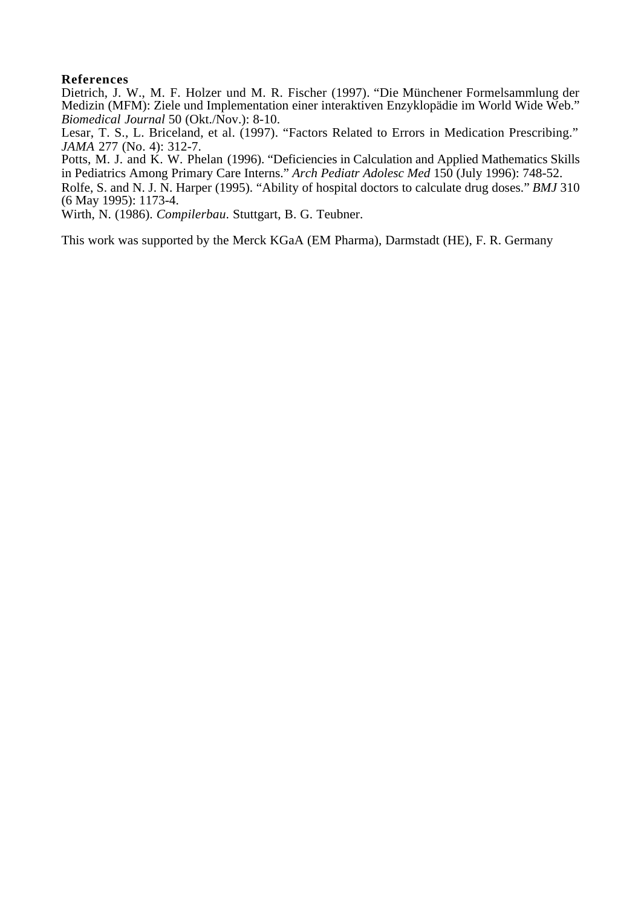**References**

Dietrich, J. W., M. F. Holzer und M. R. Fischer (1997). "Die Münchener Formelsammlung der Medizin (MFM): Ziele und Implementation einer interaktiven Enzyklopädie im World Wide Web." *Biomedical Journal* 50 (Okt./Nov.): 8-10.

Lesar, T. S., L. Briceland, et al. (1997). "Factors Related to Errors in Medication Prescribing." *JAMA* 277 (No. 4): 312-7.

Potts, M. J. and K. W. Phelan (1996). "Deficiencies in Calculation and Applied Mathematics Skills in Pediatrics Among Primary Care Interns." *Arch Pediatr Adolesc Med* 150 (July 1996): 748-52.

Rolfe, S. and N. J. N. Harper (1995). "Ability of hospital doctors to calculate drug doses." *BMJ* 310 (6 May 1995): 1173-4.

Wirth, N. (1986). *Compilerbau*. Stuttgart, B. G. Teubner.

This work was supported by the Merck KGaA (EM Pharma), Darmstadt (HE), F. R. Germany